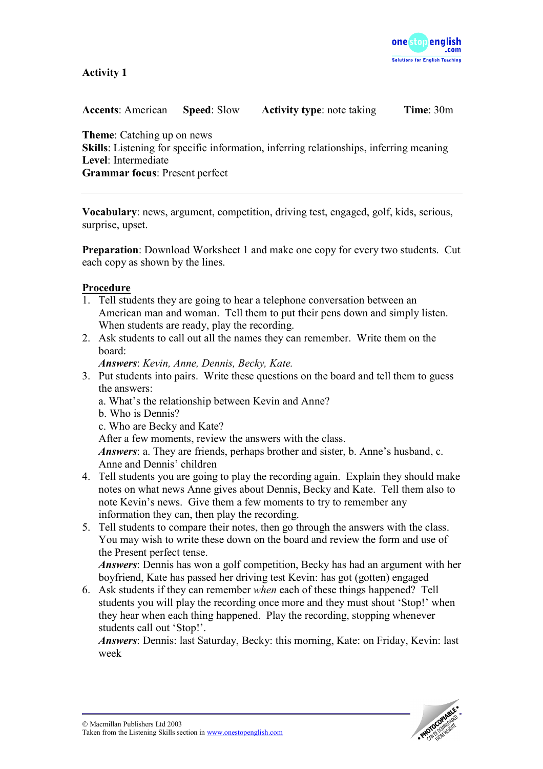# Activity 1

**Accents**: American **Speed**: Slow **Activity type**: note taking **Time**: 30m

**Theme**: Catching up on news
**Skills**: Listening for specific information, inferring relationships, inferring meaning
**Level**: Intermediate
**Grammar focus**: Present perfect

---

**Vocabulary**: news, argument, competition, driving test, engaged, golf, kids, serious, surprise, upset.

**Preparation**: Download Worksheet 1 and make one copy for every two students. Cut each copy as shown by the lines.

## Procedure

1. Tell students they are going to hear a telephone conversation between an American man and woman. Tell them to put their pens down and simply listen. When students are ready, play the recording.
2. Ask students to call out all the names they can remember. Write them on the board:
   ***Answers***: *Kevin, Anne, Dennis, Becky, Kate.*
3. Put students into pairs. Write these questions on the board and tell them to guess the answers:
   a. What's the relationship between Kevin and Anne?
   b. Who is Dennis?
   c. Who are Becky and Kate?
   After a few moments, review the answers with the class.
   ***Answers***: a. They are friends, perhaps brother and sister, b. Anne's husband, c. Anne and Dennis' children
4. Tell students you are going to play the recording again. Explain they should make notes on what news Anne gives about Dennis, Becky and Kate. Tell them also to note Kevin's news. Give them a few moments to try to remember any information they can, then play the recording.
5. Tell students to compare their notes, then go through the answers with the class. You may wish to write these down on the board and review the form and use of the Present perfect tense.
   ***Answers***: Dennis has won a golf competition, Becky has had an argument with her boyfriend, Kate has passed her driving test Kevin: has got (gotten) engaged
6. Ask students if they can remember *when* each of these things happened? Tell students you will play the recording once more and they must shout 'Stop!' when they hear when each thing happened. Play the recording, stopping whenever students call out 'Stop!'.
   ***Answers***: Dennis: last Saturday, Becky: this morning, Kate: on Friday, Kevin: last week

© Macmillan Publishers Ltd 2003
Taken from the Listening Skills section in www.onestopenglish.com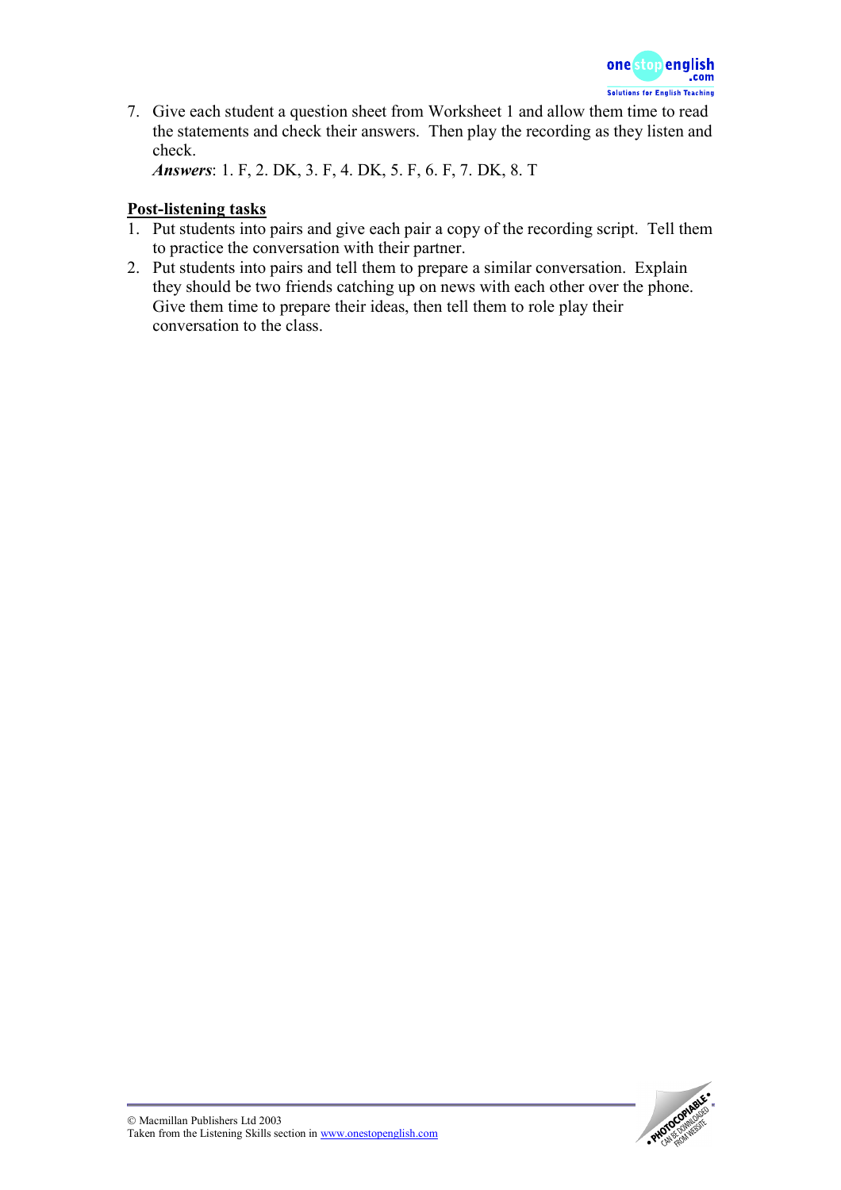7. Give each student a question sheet from Worksheet 1 and allow them time to read the statements and check their answers. Then play the recording as they listen and check.
   ***Answers***: 1. F, 2. DK, 3. F, 4. DK, 5. F, 6. F, 7. DK, 8. T

**Post-listening tasks**

1. Put students into pairs and give each pair a copy of the recording script. Tell them to practice the conversation with their partner.
2. Put students into pairs and tell them to prepare a similar conversation. Explain they should be two friends catching up on news with each other over the phone. Give them time to prepare their ideas, then tell them to role play their conversation to the class.